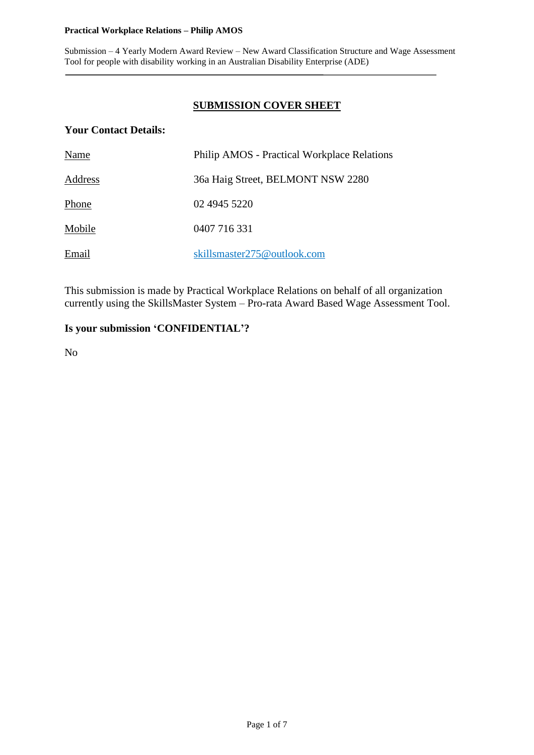## SUBMISSION COVER SHEET

**Your Contact Details:**

| | |
|---|---|
| Name | Philip AMOS - Practical Workplace Relations |
| Address | 36a Haig Street, BELMONT NSW 2280 |
| Phone | 02 4945 5220 |
| Mobile | 0407 716 331 |
| Email | skillsmaster275@outlook.com |

This submission is made by Practical Workplace Relations on behalf of all organization currently using the SkillsMaster System – Pro-rata Award Based Wage Assessment Tool.

**Is your submission 'CONFIDENTIAL'?**

No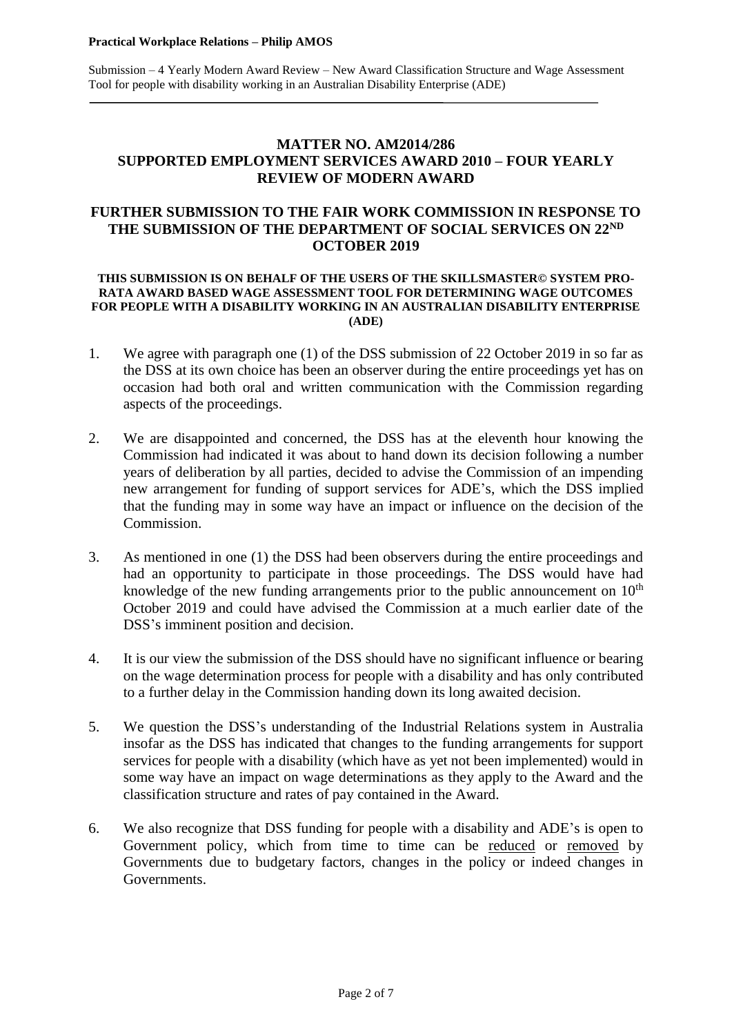## MATTER NO. AM2014/286
## SUPPORTED EMPLOYMENT SERVICES AWARD 2010 – FOUR YEARLY REVIEW OF MODERN AWARD

## FURTHER SUBMISSION TO THE FAIR WORK COMMISSION IN RESPONSE TO THE SUBMISSION OF THE DEPARTMENT OF SOCIAL SERVICES ON 22ND OCTOBER 2019

**THIS SUBMISSION IS ON BEHALF OF THE USERS OF THE SKILLSMASTER© SYSTEM PRO-RATA AWARD BASED WAGE ASSESSMENT TOOL FOR DETERMINING WAGE OUTCOMES FOR PEOPLE WITH A DISABILITY WORKING IN AN AUSTRALIAN DISABILITY ENTERPRISE (ADE)**

1. We agree with paragraph one (1) of the DSS submission of 22 October 2019 in so far as the DSS at its own choice has been an observer during the entire proceedings yet has on occasion had both oral and written communication with the Commission regarding aspects of the proceedings.

2. We are disappointed and concerned, the DSS has at the eleventh hour knowing the Commission had indicated it was about to hand down its decision following a number years of deliberation by all parties, decided to advise the Commission of an impending new arrangement for funding of support services for ADE's, which the DSS implied that the funding may in some way have an impact or influence on the decision of the Commission.

3. As mentioned in one (1) the DSS had been observers during the entire proceedings and had an opportunity to participate in those proceedings. The DSS would have had knowledge of the new funding arrangements prior to the public announcement on 10th October 2019 and could have advised the Commission at a much earlier date of the DSS's imminent position and decision.

4. It is our view the submission of the DSS should have no significant influence or bearing on the wage determination process for people with a disability and has only contributed to a further delay in the Commission handing down its long awaited decision.

5. We question the DSS's understanding of the Industrial Relations system in Australia insofar as the DSS has indicated that changes to the funding arrangements for support services for people with a disability (which have as yet not been implemented) would in some way have an impact on wage determinations as they apply to the Award and the classification structure and rates of pay contained in the Award.

6. We also recognize that DSS funding for people with a disability and ADE's is open to Government policy, which from time to time can be reduced or removed by Governments due to budgetary factors, changes in the policy or indeed changes in Governments.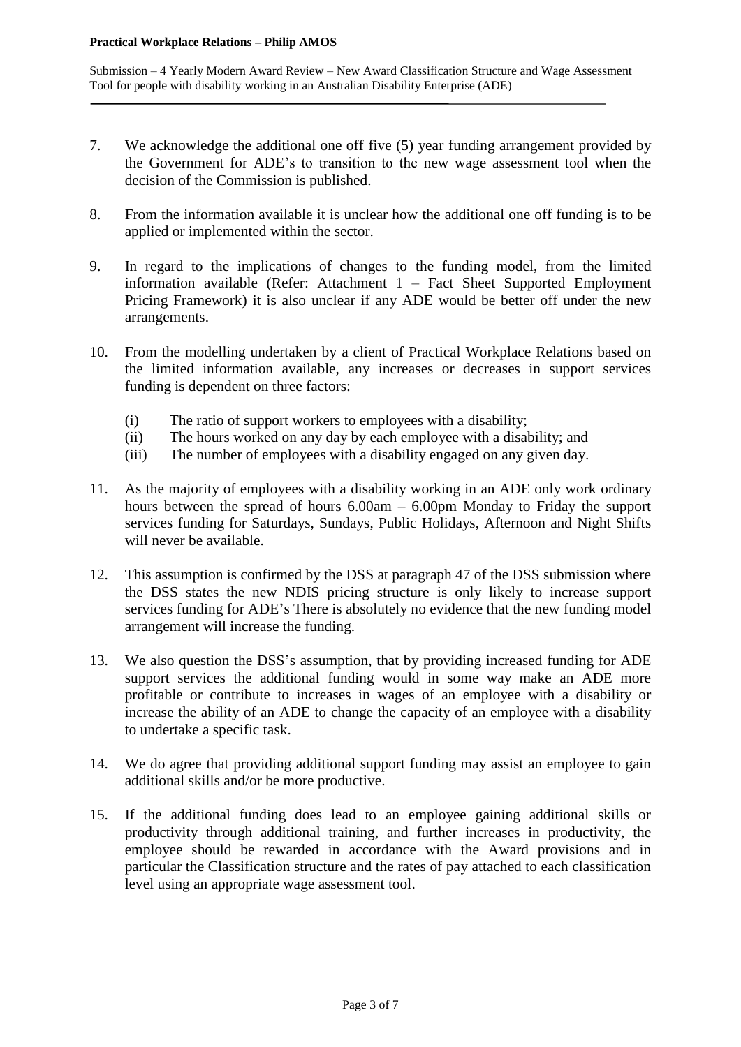7. We acknowledge the additional one off five (5) year funding arrangement provided by the Government for ADE's to transition to the new wage assessment tool when the decision of the Commission is published.

8. From the information available it is unclear how the additional one off funding is to be applied or implemented within the sector.

9. In regard to the implications of changes to the funding model, from the limited information available (Refer: Attachment 1 – Fact Sheet Supported Employment Pricing Framework) it is also unclear if any ADE would be better off under the new arrangements.

10. From the modelling undertaken by a client of Practical Workplace Relations based on the limited information available, any increases or decreases in support services funding is dependent on three factors:

    (i) The ratio of support workers to employees with a disability;
    (ii) The hours worked on any day by each employee with a disability; and
    (iii) The number of employees with a disability engaged on any given day.

11. As the majority of employees with a disability working in an ADE only work ordinary hours between the spread of hours 6.00am – 6.00pm Monday to Friday the support services funding for Saturdays, Sundays, Public Holidays, Afternoon and Night Shifts will never be available.

12. This assumption is confirmed by the DSS at paragraph 47 of the DSS submission where the DSS states the new NDIS pricing structure is only likely to increase support services funding for ADE's There is absolutely no evidence that the new funding model arrangement will increase the funding.

13. We also question the DSS's assumption, that by providing increased funding for ADE support services the additional funding would in some way make an ADE more profitable or contribute to increases in wages of an employee with a disability or increase the ability of an ADE to change the capacity of an employee with a disability to undertake a specific task.

14. We do agree that providing additional support funding <u>may</u> assist an employee to gain additional skills and/or be more productive.

15. If the additional funding does lead to an employee gaining additional skills or productivity through additional training, and further increases in productivity, the employee should be rewarded in accordance with the Award provisions and in particular the Classification structure and the rates of pay attached to each classification level using an appropriate wage assessment tool.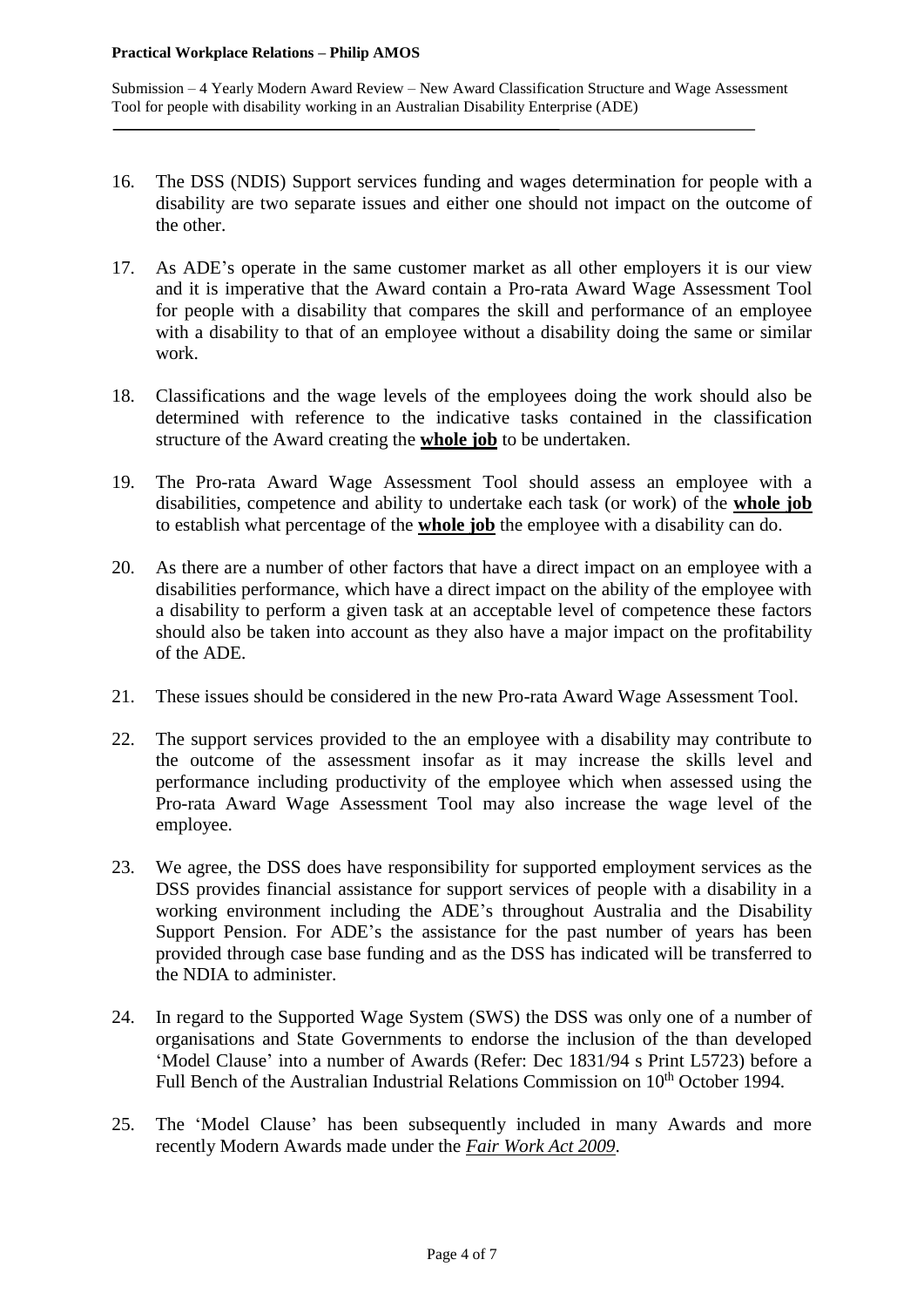16. The DSS (NDIS) Support services funding and wages determination for people with a disability are two separate issues and either one should not impact on the outcome of the other.

17. As ADE's operate in the same customer market as all other employers it is our view and it is imperative that the Award contain a Pro-rata Award Wage Assessment Tool for people with a disability that compares the skill and performance of an employee with a disability to that of an employee without a disability doing the same or similar work.

18. Classifications and the wage levels of the employees doing the work should also be determined with reference to the indicative tasks contained in the classification structure of the Award creating the **whole job** to be undertaken.

19. The Pro-rata Award Wage Assessment Tool should assess an employee with a disabilities, competence and ability to undertake each task (or work) of the **whole job** to establish what percentage of the **whole job** the employee with a disability can do.

20. As there are a number of other factors that have a direct impact on an employee with a disabilities performance, which have a direct impact on the ability of the employee with a disability to perform a given task at an acceptable level of competence these factors should also be taken into account as they also have a major impact on the profitability of the ADE.

21. These issues should be considered in the new Pro-rata Award Wage Assessment Tool.

22. The support services provided to the an employee with a disability may contribute to the outcome of the assessment insofar as it may increase the skills level and performance including productivity of the employee which when assessed using the Pro-rata Award Wage Assessment Tool may also increase the wage level of the employee.

23. We agree, the DSS does have responsibility for supported employment services as the DSS provides financial assistance for support services of people with a disability in a working environment including the ADE's throughout Australia and the Disability Support Pension. For ADE's the assistance for the past number of years has been provided through case base funding and as the DSS has indicated will be transferred to the NDIA to administer.

24. In regard to the Supported Wage System (SWS) the DSS was only one of a number of organisations and State Governments to endorse the inclusion of the than developed 'Model Clause' into a number of Awards (Refer: Dec 1831/94 s Print L5723) before a Full Bench of the Australian Industrial Relations Commission on 10th October 1994.

25. The 'Model Clause' has been subsequently included in many Awards and more recently Modern Awards made under the *Fair Work Act 2009*.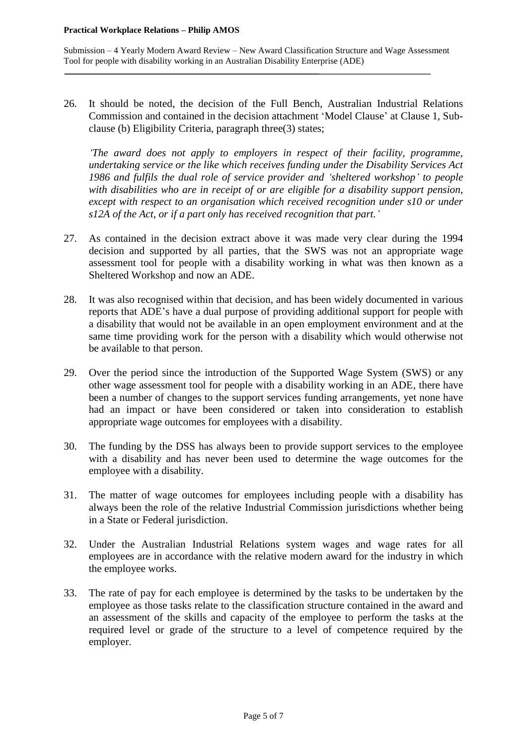26. It should be noted, the decision of the Full Bench, Australian Industrial Relations Commission and contained in the decision attachment 'Model Clause' at Clause 1, Sub-clause (b) Eligibility Criteria, paragraph three(3) states;

    *'The award does not apply to employers in respect of their facility, programme, undertaking service or the like which receives funding under the Disability Services Act 1986 and fulfils the dual role of service provider and 'sheltered workshop' to people with disabilities who are in receipt of or are eligible for a disability support pension, except with respect to an organisation which received recognition under s10 or under s12A of the Act, or if a part only has received recognition that part.'*

27. As contained in the decision extract above it was made very clear during the 1994 decision and supported by all parties, that the SWS was not an appropriate wage assessment tool for people with a disability working in what was then known as a Sheltered Workshop and now an ADE.

28. It was also recognised within that decision, and has been widely documented in various reports that ADE's have a dual purpose of providing additional support for people with a disability that would not be available in an open employment environment and at the same time providing work for the person with a disability which would otherwise not be available to that person.

29. Over the period since the introduction of the Supported Wage System (SWS) or any other wage assessment tool for people with a disability working in an ADE, there have been a number of changes to the support services funding arrangements, yet none have had an impact or have been considered or taken into consideration to establish appropriate wage outcomes for employees with a disability.

30. The funding by the DSS has always been to provide support services to the employee with a disability and has never been used to determine the wage outcomes for the employee with a disability.

31. The matter of wage outcomes for employees including people with a disability has always been the role of the relative Industrial Commission jurisdictions whether being in a State or Federal jurisdiction.

32. Under the Australian Industrial Relations system wages and wage rates for all employees are in accordance with the relative modern award for the industry in which the employee works.

33. The rate of pay for each employee is determined by the tasks to be undertaken by the employee as those tasks relate to the classification structure contained in the award and an assessment of the skills and capacity of the employee to perform the tasks at the required level or grade of the structure to a level of competence required by the employer.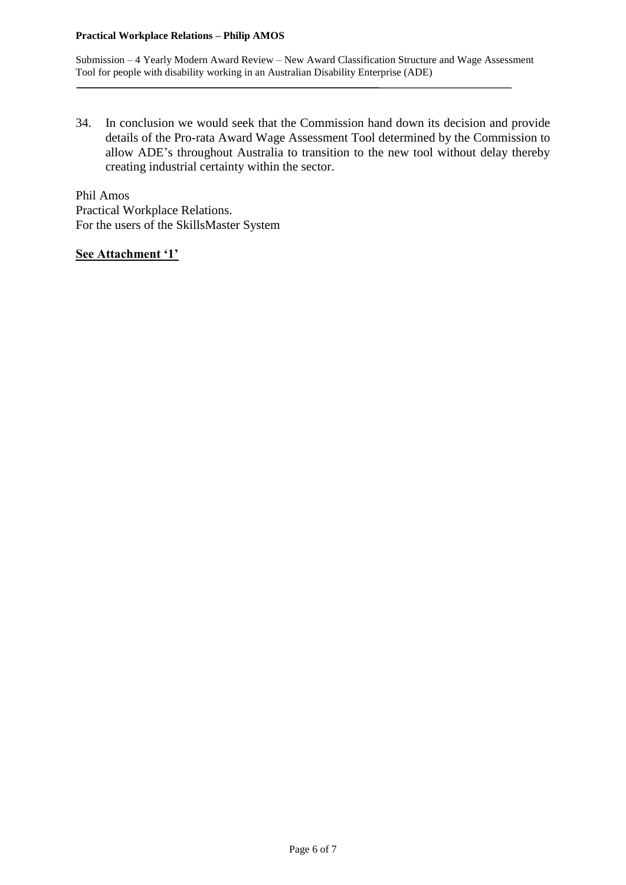34. In conclusion we would seek that the Commission hand down its decision and provide details of the Pro-rata Award Wage Assessment Tool determined by the Commission to allow ADE's throughout Australia to transition to the new tool without delay thereby creating industrial certainty within the sector.

Phil Amos
Practical Workplace Relations.
For the users of the SkillsMaster System

**<u>See Attachment '1'</u>**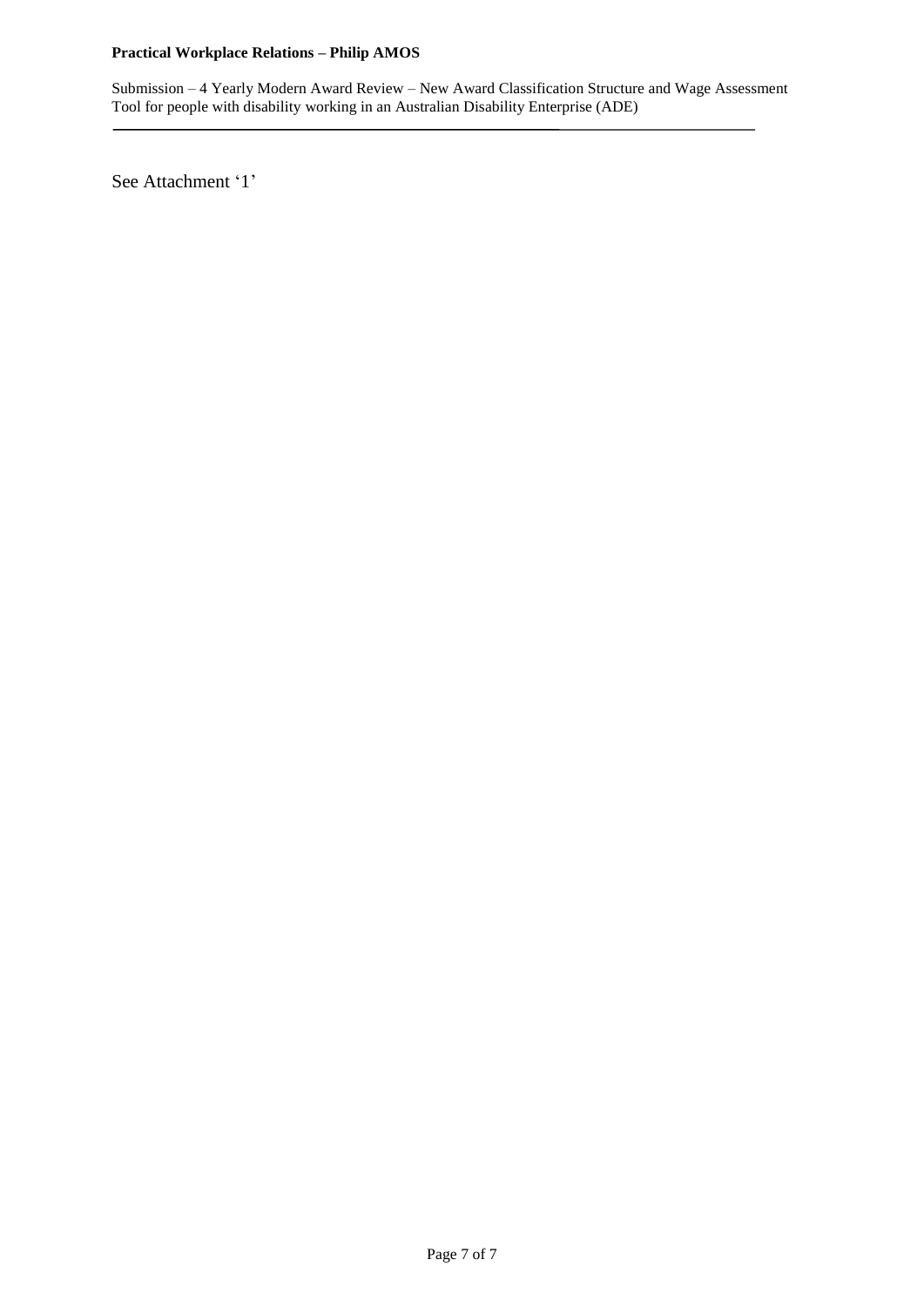See Attachment '1'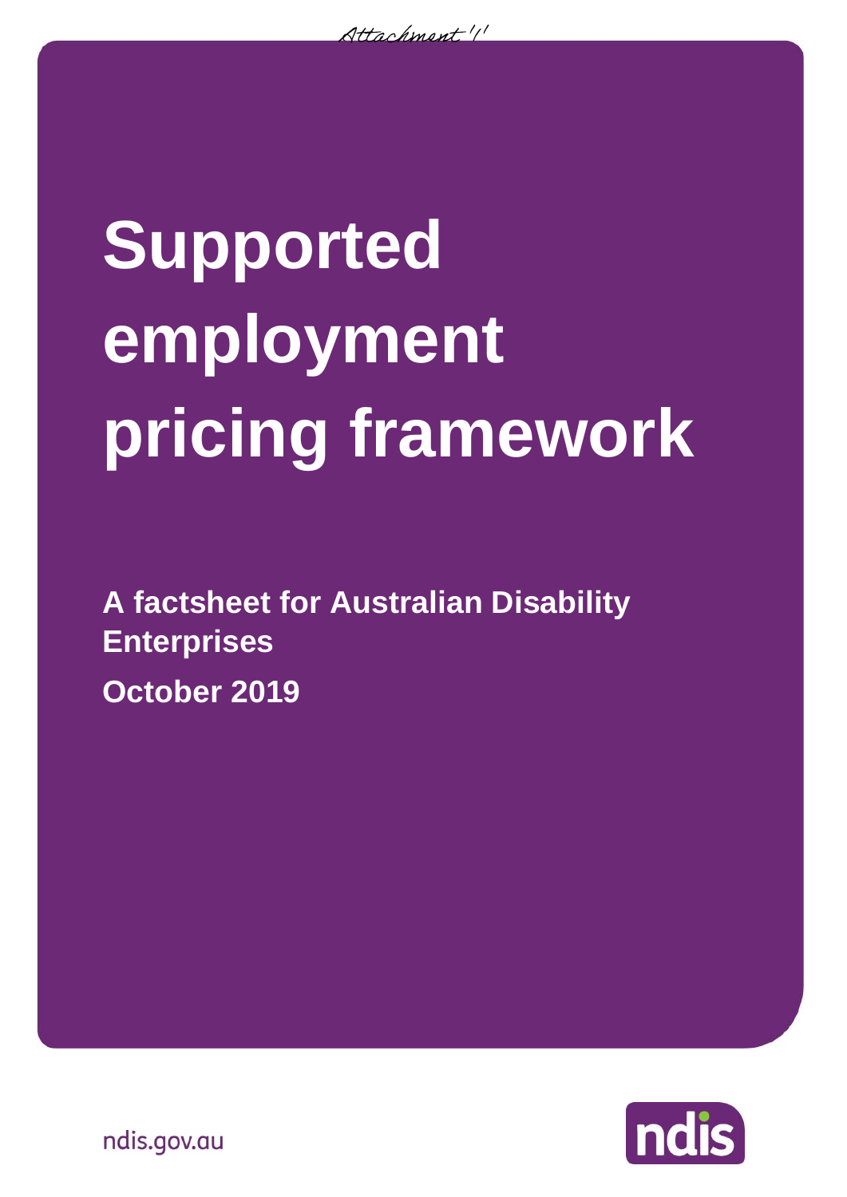Attachment 'I'

# Supported employment pricing framework

**A factsheet for Australian Disability Enterprises**

**October 2019**

ndis.gov.au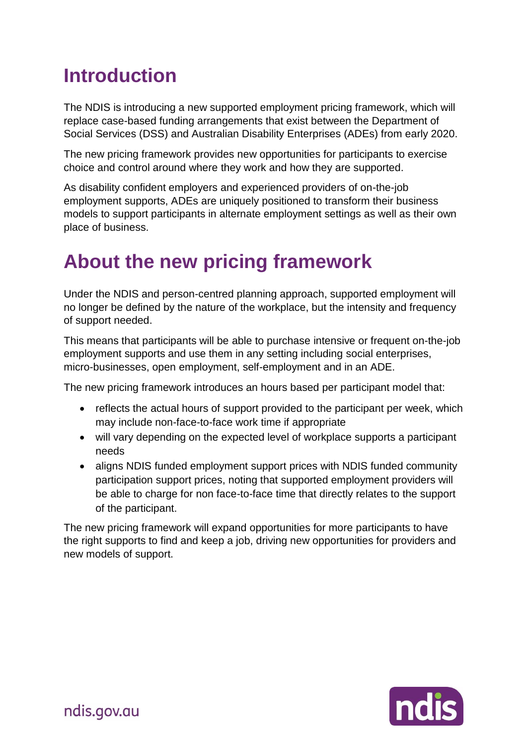# Introduction

The NDIS is introducing a new supported employment pricing framework, which will replace case-based funding arrangements that exist between the Department of Social Services (DSS) and Australian Disability Enterprises (ADEs) from early 2020.

The new pricing framework provides new opportunities for participants to exercise choice and control around where they work and how they are supported.

As disability confident employers and experienced providers of on-the-job employment supports, ADEs are uniquely positioned to transform their business models to support participants in alternate employment settings as well as their own place of business.

# About the new pricing framework

Under the NDIS and person-centred planning approach, supported employment will no longer be defined by the nature of the workplace, but the intensity and frequency of support needed.

This means that participants will be able to purchase intensive or frequent on-the-job employment supports and use them in any setting including social enterprises, micro-businesses, open employment, self-employment and in an ADE.

The new pricing framework introduces an hours based per participant model that:

- reflects the actual hours of support provided to the participant per week, which may include non-face-to-face work time if appropriate
- will vary depending on the expected level of workplace supports a participant needs
- aligns NDIS funded employment support prices with NDIS funded community participation support prices, noting that supported employment providers will be able to charge for non face-to-face time that directly relates to the support of the participant.

The new pricing framework will expand opportunities for more participants to have the right supports to find and keep a job, driving new opportunities for providers and new models of support.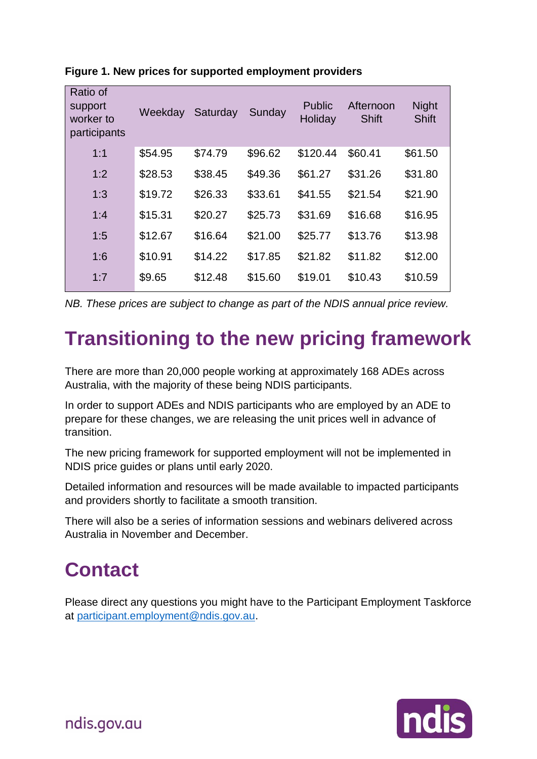**Figure 1. New prices for supported employment providers**

| Ratio of support worker to participants | Weekday | Saturday | Sunday | Public Holiday | Afternoon Shift | Night Shift |
|---|---|---|---|---|---|---|
| 1:1 | $54.95 | $74.79 | $96.62 | $120.44 | $60.41 | $61.50 |
| 1:2 | $28.53 | $38.45 | $49.36 | $61.27 | $31.26 | $31.80 |
| 1:3 | $19.72 | $26.33 | $33.61 | $41.55 | $21.54 | $21.90 |
| 1:4 | $15.31 | $20.27 | $25.73 | $31.69 | $16.68 | $16.95 |
| 1:5 | $12.67 | $16.64 | $21.00 | $25.77 | $13.76 | $13.98 |
| 1:6 | $10.91 | $14.22 | $17.85 | $21.82 | $11.82 | $12.00 |
| 1:7 | $9.65 | $12.48 | $15.60 | $19.01 | $10.43 | $10.59 |

*NB. These prices are subject to change as part of the NDIS annual price review.*

# Transitioning to the new pricing framework

There are more than 20,000 people working at approximately 168 ADEs across Australia, with the majority of these being NDIS participants.

In order to support ADEs and NDIS participants who are employed by an ADE to prepare for these changes, we are releasing the unit prices well in advance of transition.

The new pricing framework for supported employment will not be implemented in NDIS price guides or plans until early 2020.

Detailed information and resources will be made available to impacted participants and providers shortly to facilitate a smooth transition.

There will also be a series of information sessions and webinars delivered across Australia in November and December.

# Contact

Please direct any questions you might have to the Participant Employment Taskforce at [participant.employment@ndis.gov.au](mailto:participant.employment@ndis.gov.au).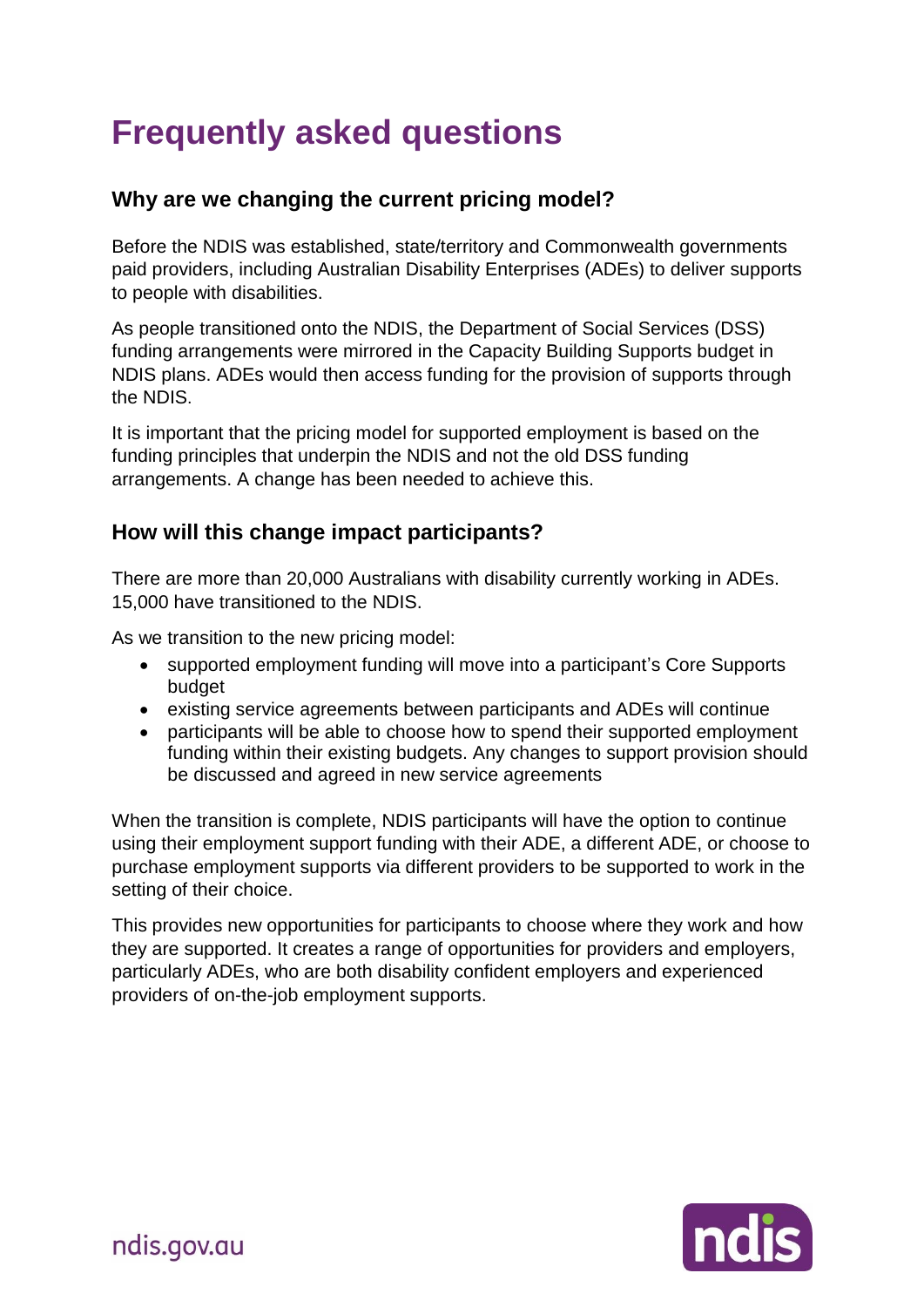# Frequently asked questions

## Why are we changing the current pricing model?

Before the NDIS was established, state/territory and Commonwealth governments paid providers, including Australian Disability Enterprises (ADEs) to deliver supports to people with disabilities.

As people transitioned onto the NDIS, the Department of Social Services (DSS) funding arrangements were mirrored in the Capacity Building Supports budget in NDIS plans. ADEs would then access funding for the provision of supports through the NDIS.

It is important that the pricing model for supported employment is based on the funding principles that underpin the NDIS and not the old DSS funding arrangements. A change has been needed to achieve this.

## How will this change impact participants?

There are more than 20,000 Australians with disability currently working in ADEs. 15,000 have transitioned to the NDIS.

As we transition to the new pricing model:

- supported employment funding will move into a participant's Core Supports budget
- existing service agreements between participants and ADEs will continue
- participants will be able to choose how to spend their supported employment funding within their existing budgets. Any changes to support provision should be discussed and agreed in new service agreements

When the transition is complete, NDIS participants will have the option to continue using their employment support funding with their ADE, a different ADE, or choose to purchase employment supports via different providers to be supported to work in the setting of their choice.

This provides new opportunities for participants to choose where they work and how they are supported. It creates a range of opportunities for providers and employers, particularly ADEs, who are both disability confident employers and experienced providers of on-the-job employment supports.